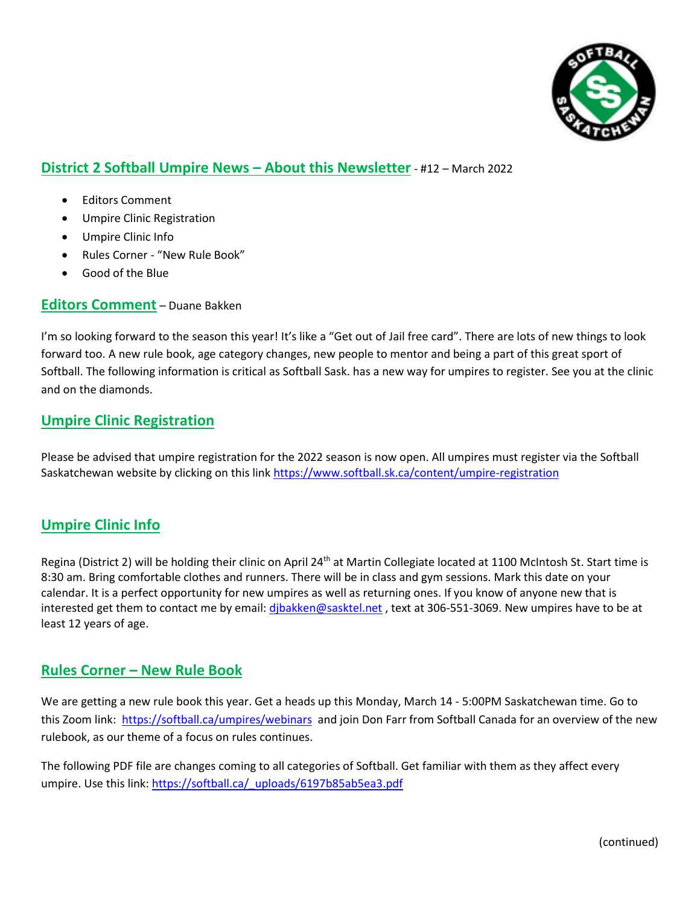## District 2 Softball Umpire News – About this Newsletter - #12 – March 2022

- Editors Comment
- Umpire Clinic Registration
- Umpire Clinic Info
- Rules Corner - "New Rule Book"
- Good of the Blue

## Editors Comment – Duane Bakken

I'm so looking forward to the season this year! It's like a "Get out of Jail free card". There are lots of new things to look forward too. A new rule book, age category changes, new people to mentor and being a part of this great sport of Softball. The following information is critical as Softball Sask. has a new way for umpires to register. See you at the clinic and on the diamonds.

## Umpire Clinic Registration

Please be advised that umpire registration for the 2022 season is now open. All umpires must register via the Softball Saskatchewan website by clicking on this link https://www.softball.sk.ca/content/umpire-registration

## Umpire Clinic Info

Regina (District 2) will be holding their clinic on April 24th at Martin Collegiate located at 1100 McIntosh St. Start time is 8:30 am. Bring comfortable clothes and runners. There will be in class and gym sessions. Mark this date on your calendar. It is a perfect opportunity for new umpires as well as returning ones. If you know of anyone new that is interested get them to contact me by email: djbakken@sasktel.net , text at 306-551-3069. New umpires have to be at least 12 years of age.

## Rules Corner – New Rule Book

We are getting a new rule book this year. Get a heads up this Monday, March 14 - 5:00PM Saskatchewan time. Go to this Zoom link: https://softball.ca/umpires/webinars and join Don Farr from Softball Canada for an overview of the new rulebook, as our theme of a focus on rules continues.

The following PDF file are changes coming to all categories of Softball. Get familiar with them as they affect every umpire. Use this link: https://softball.ca/_uploads/6197b85ab5ea3.pdf

(continued)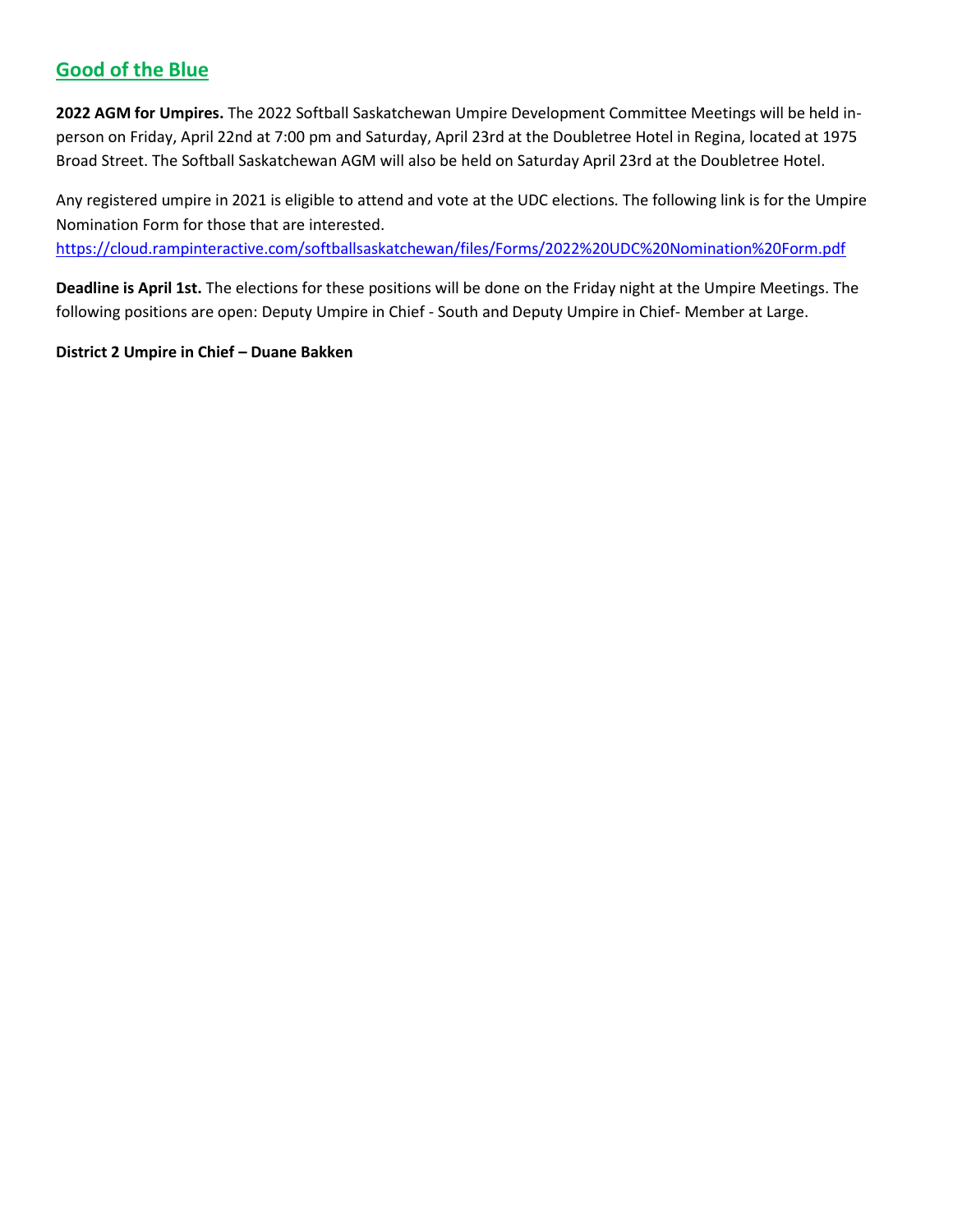## Good of the Blue

**2022 AGM for Umpires.** The 2022 Softball Saskatchewan Umpire Development Committee Meetings will be held in-person on Friday, April 22nd at 7:00 pm and Saturday, April 23rd at the Doubletree Hotel in Regina, located at 1975 Broad Street. The Softball Saskatchewan AGM will also be held on Saturday April 23rd at the Doubletree Hotel.

Any registered umpire in 2021 is eligible to attend and vote at the UDC elections. The following link is for the Umpire Nomination Form for those that are interested.
https://cloud.rampinteractive.com/softballsaskatchewan/files/Forms/2022%20UDC%20Nomination%20Form.pdf

**Deadline is April 1st.** The elections for these positions will be done on the Friday night at the Umpire Meetings. The following positions are open: Deputy Umpire in Chief - South and Deputy Umpire in Chief- Member at Large.

**District 2 Umpire in Chief – Duane Bakken**